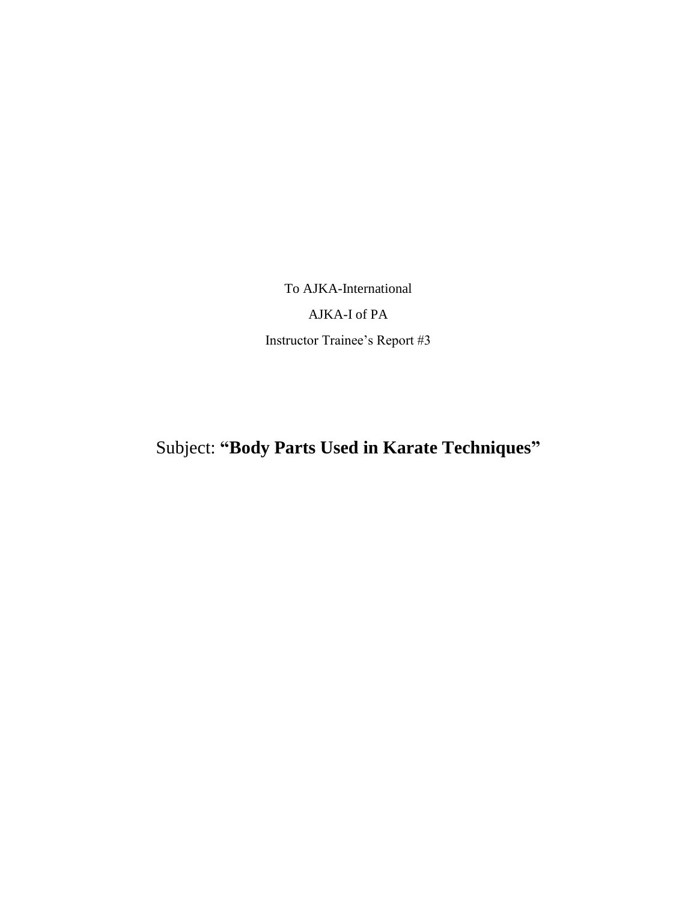To AJKA-International

AJKA-I of PA

Instructor Trainee's Report #3

Subject: **"Body Parts Used in Karate Techniques"**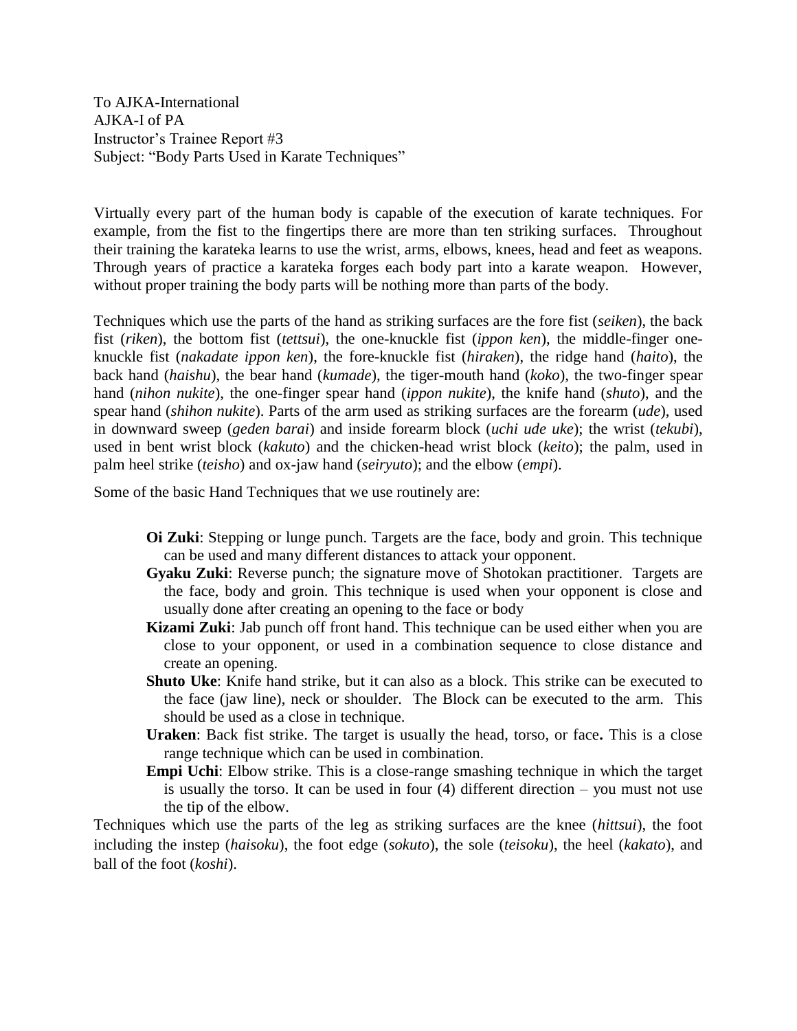To AJKA-International
AJKA-I of PA
Instructor's Trainee Report #3
Subject: "Body Parts Used in Karate Techniques"

Virtually every part of the human body is capable of the execution of karate techniques. For example, from the fist to the fingertips there are more than ten striking surfaces. Throughout their training the karateka learns to use the wrist, arms, elbows, knees, head and feet as weapons. Through years of practice a karateka forges each body part into a karate weapon. However, without proper training the body parts will be nothing more than parts of the body.

Techniques which use the parts of the hand as striking surfaces are the fore fist (*seiken*), the back fist (*riken*), the bottom fist (*tettsui*), the one-knuckle fist (*ippon ken*), the middle-finger one-knuckle fist (*nakadate ippon ken*), the fore-knuckle fist (*hiraken*), the ridge hand (*haito*), the back hand (*haishu*), the bear hand (*kumade*), the tiger-mouth hand (*koko*), the two-finger spear hand (*nihon nukite*), the one-finger spear hand (*ippon nukite*), the knife hand (*shuto*), and the spear hand (*shihon nukite*). Parts of the arm used as striking surfaces are the forearm (*ude*), used in downward sweep (*geden barai*) and inside forearm block (*uchi ude uke*); the wrist (*tekubi*), used in bent wrist block (*kakuto*) and the chicken-head wrist block (*keito*); the palm, used in palm heel strike (*teisho*) and ox-jaw hand (*seiryuto*); and the elbow (*empi*).

Some of the basic Hand Techniques that we use routinely are:

- **Oi Zuki**: Stepping or lunge punch. Targets are the face, body and groin. This technique can be used and many different distances to attack your opponent.
- **Gyaku Zuki**: Reverse punch; the signature move of Shotokan practitioner. Targets are the face, body and groin. This technique is used when your opponent is close and usually done after creating an opening to the face or body
- **Kizami Zuki**: Jab punch off front hand. This technique can be used either when you are close to your opponent, or used in a combination sequence to close distance and create an opening.
- **Shuto Uke**: Knife hand strike, but it can also as a block. This strike can be executed to the face (jaw line), neck or shoulder. The Block can be executed to the arm. This should be used as a close in technique.
- **Uraken**: Back fist strike. The target is usually the head, torso, or face**.** This is a close range technique which can be used in combination.
- **Empi Uchi**: Elbow strike. This is a close-range smashing technique in which the target is usually the torso. It can be used in four (4) different direction – you must not use the tip of the elbow.

Techniques which use the parts of the leg as striking surfaces are the knee (*hittsui*), the foot including the instep (*haisoku*), the foot edge (*sokuto*), the sole (*teisoku*), the heel (*kakato*), and ball of the foot (*koshi*).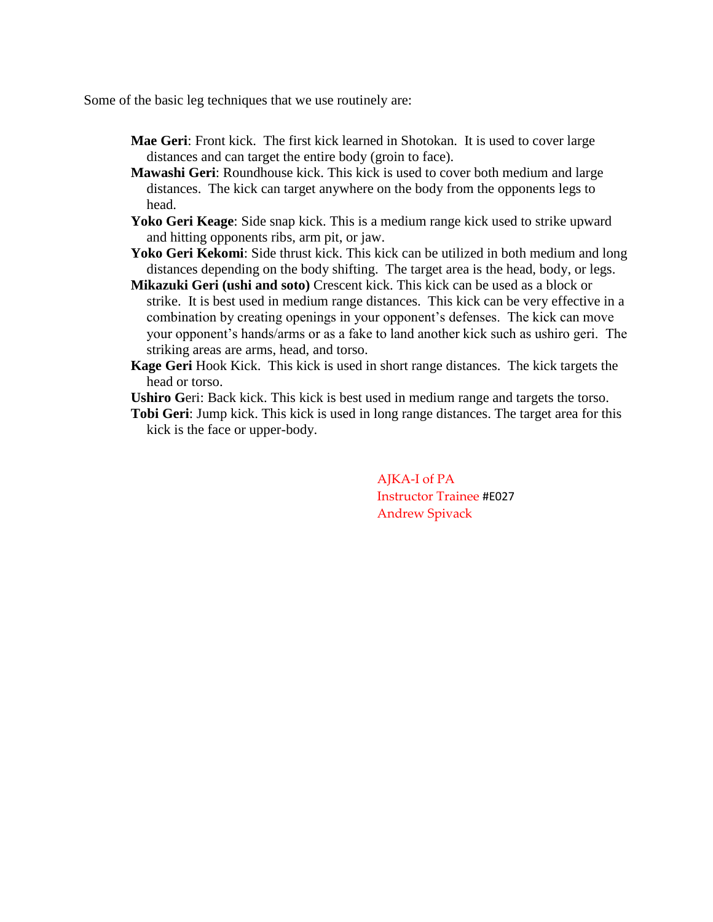Some of the basic leg techniques that we use routinely are:

**Mae Geri**: Front kick. The first kick learned in Shotokan. It is used to cover large distances and can target the entire body (groin to face).

**Mawashi Geri**: Roundhouse kick. This kick is used to cover both medium and large distances. The kick can target anywhere on the body from the opponents legs to head.

**Yoko Geri Keage**: Side snap kick. This is a medium range kick used to strike upward and hitting opponents ribs, arm pit, or jaw.

**Yoko Geri Kekomi**: Side thrust kick. This kick can be utilized in both medium and long distances depending on the body shifting. The target area is the head, body, or legs.

**Mikazuki Geri (ushi and soto)** Crescent kick. This kick can be used as a block or strike. It is best used in medium range distances. This kick can be very effective in a combination by creating openings in your opponent's defenses. The kick can move your opponent's hands/arms or as a fake to land another kick such as ushiro geri. The striking areas are arms, head, and torso.

**Kage Geri** Hook Kick. This kick is used in short range distances. The kick targets the head or torso.

**Ushiro G**eri: Back kick. This kick is best used in medium range and targets the torso.

**Tobi Geri**: Jump kick. This kick is used in long range distances. The target area for this kick is the face or upper-body.

AJKA-I of PA
Instructor Trainee #E027
Andrew Spivack